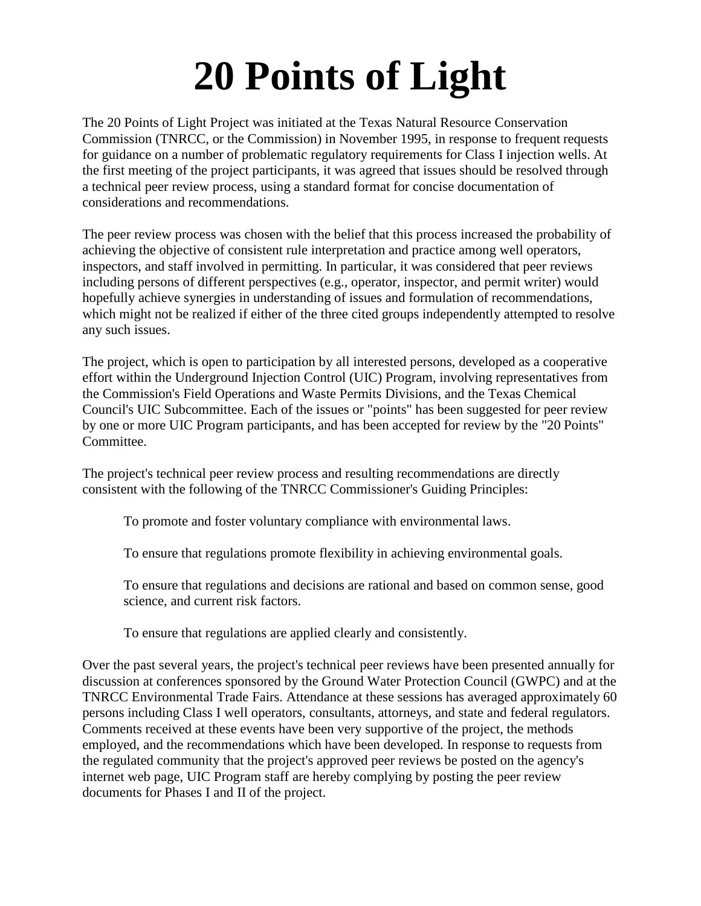# 20 Points of Light

The 20 Points of Light Project was initiated at the Texas Natural Resource Conservation Commission (TNRCC, or the Commission) in November 1995, in response to frequent requests for guidance on a number of problematic regulatory requirements for Class I injection wells. At the first meeting of the project participants, it was agreed that issues should be resolved through a technical peer review process, using a standard format for concise documentation of considerations and recommendations.

The peer review process was chosen with the belief that this process increased the probability of achieving the objective of consistent rule interpretation and practice among well operators, inspectors, and staff involved in permitting. In particular, it was considered that peer reviews including persons of different perspectives (e.g., operator, inspector, and permit writer) would hopefully achieve synergies in understanding of issues and formulation of recommendations, which might not be realized if either of the three cited groups independently attempted to resolve any such issues.

The project, which is open to participation by all interested persons, developed as a cooperative effort within the Underground Injection Control (UIC) Program, involving representatives from the Commission's Field Operations and Waste Permits Divisions, and the Texas Chemical Council's UIC Subcommittee. Each of the issues or "points" has been suggested for peer review by one or more UIC Program participants, and has been accepted for review by the "20 Points" Committee.

The project's technical peer review process and resulting recommendations are directly consistent with the following of the TNRCC Commissioner's Guiding Principles:

> To promote and foster voluntary compliance with environmental laws.
>
> To ensure that regulations promote flexibility in achieving environmental goals.
>
> To ensure that regulations and decisions are rational and based on common sense, good science, and current risk factors.
>
> To ensure that regulations are applied clearly and consistently.

Over the past several years, the project's technical peer reviews have been presented annually for discussion at conferences sponsored by the Ground Water Protection Council (GWPC) and at the TNRCC Environmental Trade Fairs. Attendance at these sessions has averaged approximately 60 persons including Class I well operators, consultants, attorneys, and state and federal regulators. Comments received at these events have been very supportive of the project, the methods employed, and the recommendations which have been developed. In response to requests from the regulated community that the project's approved peer reviews be posted on the agency's internet web page, UIC Program staff are hereby complying by posting the peer review documents for Phases I and II of the project.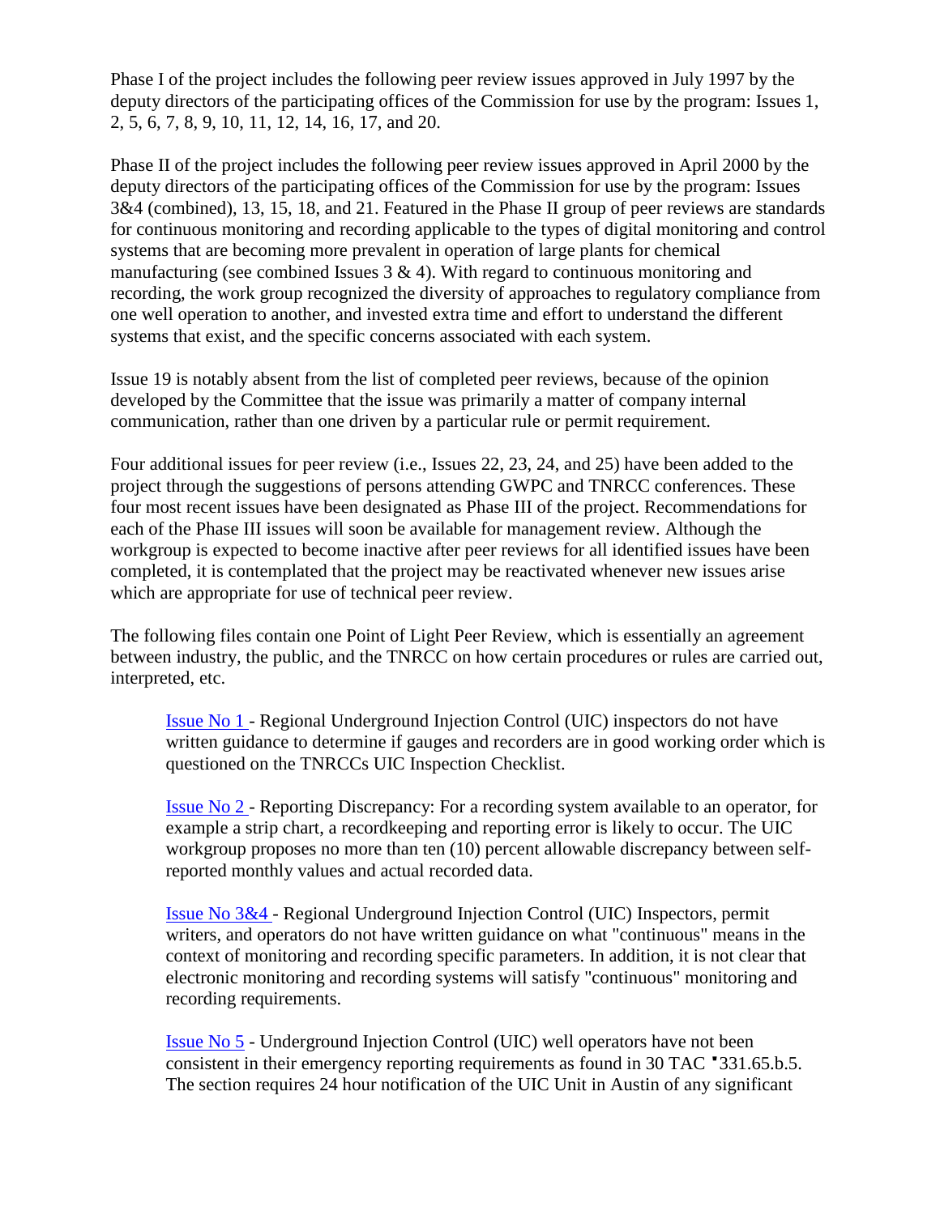Phase I of the project includes the following peer review issues approved in July 1997 by the deputy directors of the participating offices of the Commission for use by the program: Issues 1, 2, 5, 6, 7, 8, 9, 10, 11, 12, 14, 16, 17, and 20.

Phase II of the project includes the following peer review issues approved in April 2000 by the deputy directors of the participating offices of the Commission for use by the program: Issues 3&4 (combined), 13, 15, 18, and 21. Featured in the Phase II group of peer reviews are standards for continuous monitoring and recording applicable to the types of digital monitoring and control systems that are becoming more prevalent in operation of large plants for chemical manufacturing (see combined Issues 3 & 4). With regard to continuous monitoring and recording, the work group recognized the diversity of approaches to regulatory compliance from one well operation to another, and invested extra time and effort to understand the different systems that exist, and the specific concerns associated with each system.

Issue 19 is notably absent from the list of completed peer reviews, because of the opinion developed by the Committee that the issue was primarily a matter of company internal communication, rather than one driven by a particular rule or permit requirement.

Four additional issues for peer review (i.e., Issues 22, 23, 24, and 25) have been added to the project through the suggestions of persons attending GWPC and TNRCC conferences. These four most recent issues have been designated as Phase III of the project. Recommendations for each of the Phase III issues will soon be available for management review. Although the workgroup is expected to become inactive after peer reviews for all identified issues have been completed, it is contemplated that the project may be reactivated whenever new issues arise which are appropriate for use of technical peer review.

The following files contain one Point of Light Peer Review, which is essentially an agreement between industry, the public, and the TNRCC on how certain procedures or rules are carried out, interpreted, etc.

> Issue No 1 - Regional Underground Injection Control (UIC) inspectors do not have written guidance to determine if gauges and recorders are in good working order which is questioned on the TNRCCs UIC Inspection Checklist.
>
> Issue No 2 - Reporting Discrepancy: For a recording system available to an operator, for example a strip chart, a recordkeeping and reporting error is likely to occur. The UIC workgroup proposes no more than ten (10) percent allowable discrepancy between self-reported monthly values and actual recorded data.
>
> Issue No 3&4 - Regional Underground Injection Control (UIC) Inspectors, permit writers, and operators do not have written guidance on what "continuous" means in the context of monitoring and recording specific parameters. In addition, it is not clear that electronic monitoring and recording systems will satisfy "continuous" monitoring and recording requirements.
>
> Issue No 5 - Underground Injection Control (UIC) well operators have not been consistent in their emergency reporting requirements as found in 30 TAC §331.65.b.5. The section requires 24 hour notification of the UIC Unit in Austin of any significant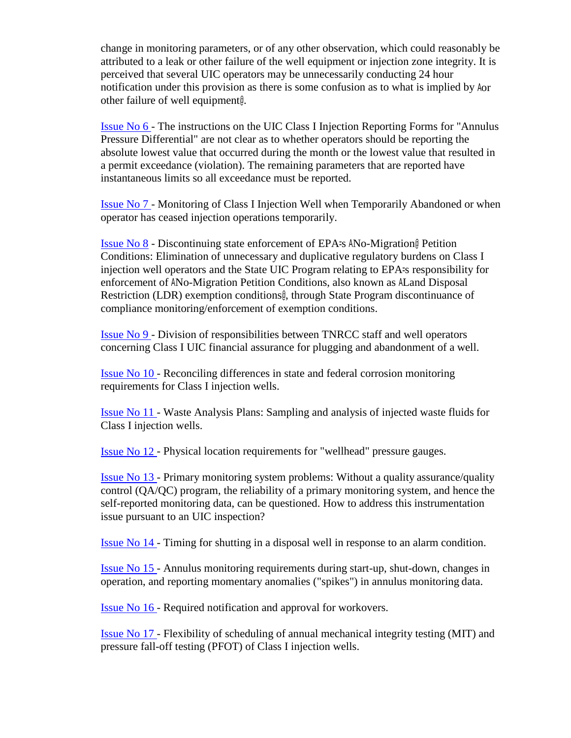change in monitoring parameters, or of any other observation, which could reasonably be attributed to a leak or other failure of the well equipment or injection zone integrity. It is perceived that several UIC operators may be unnecessarily conducting 24 hour notification under this provision as there is some confusion as to what is implied by Aor other failure of well equipment@.

Issue No 6 - The instructions on the UIC Class I Injection Reporting Forms for "Annulus Pressure Differential" are not clear as to whether operators should be reporting the absolute lowest value that occurred during the month or the lowest value that resulted in a permit exceedance (violation). The remaining parameters that are reported have instantaneous limits so all exceedance must be reported.

Issue No 7 - Monitoring of Class I Injection Well when Temporarily Abandoned or when operator has ceased injection operations temporarily.

Issue No 8 - Discontinuing state enforcement of EPA=s ANo-Migration@ Petition Conditions: Elimination of unnecessary and duplicative regulatory burdens on Class I injection well operators and the State UIC Program relating to EPA=s responsibility for enforcement of ANo-Migration Petition Conditions, also known as ALand Disposal Restriction (LDR) exemption conditions@, through State Program discontinuance of compliance monitoring/enforcement of exemption conditions.

Issue No 9 - Division of responsibilities between TNRCC staff and well operators concerning Class I UIC financial assurance for plugging and abandonment of a well.

Issue No 10 - Reconciling differences in state and federal corrosion monitoring requirements for Class I injection wells.

Issue No 11 - Waste Analysis Plans: Sampling and analysis of injected waste fluids for Class I injection wells.

Issue No 12 - Physical location requirements for "wellhead" pressure gauges.

Issue No 13 - Primary monitoring system problems: Without a quality assurance/quality control (QA/QC) program, the reliability of a primary monitoring system, and hence the self-reported monitoring data, can be questioned. How to address this instrumentation issue pursuant to an UIC inspection?

Issue No 14 - Timing for shutting in a disposal well in response to an alarm condition.

Issue No 15 - Annulus monitoring requirements during start-up, shut-down, changes in operation, and reporting momentary anomalies ("spikes") in annulus monitoring data.

Issue No 16 - Required notification and approval for workovers.

Issue No 17 - Flexibility of scheduling of annual mechanical integrity testing (MIT) and pressure fall-off testing (PFOT) of Class I injection wells.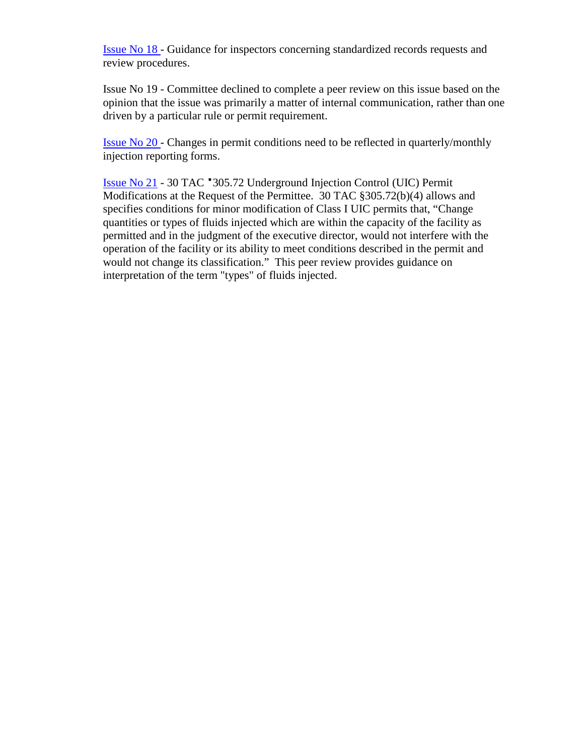Issue No 18 - Guidance for inspectors concerning standardized records requests and review procedures.

Issue No 19 - Committee declined to complete a peer review on this issue based on the opinion that the issue was primarily a matter of internal communication, rather than one driven by a particular rule or permit requirement.

Issue No 20 - Changes in permit conditions need to be reflected in quarterly/monthly injection reporting forms.

Issue No 21 - 30 TAC ▪305.72 Underground Injection Control (UIC) Permit Modifications at the Request of the Permittee. 30 TAC §305.72(b)(4) allows and specifies conditions for minor modification of Class I UIC permits that, "Change quantities or types of fluids injected which are within the capacity of the facility as permitted and in the judgment of the executive director, would not interfere with the operation of the facility or its ability to meet conditions described in the permit and would not change its classification." This peer review provides guidance on interpretation of the term "types" of fluids injected.